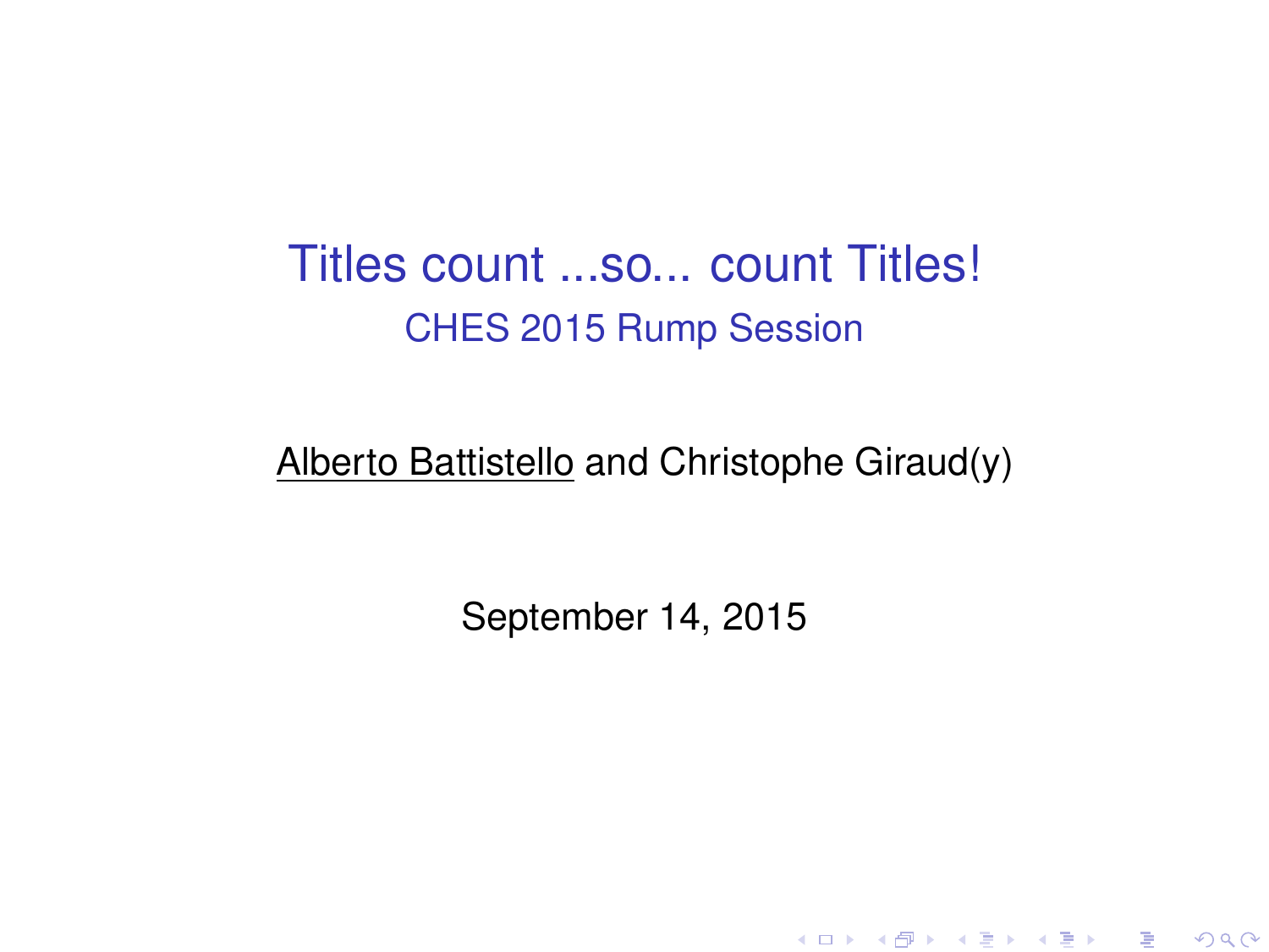# Titles count ...so... count Titles!

## CHES 2015 Rump Session

Alberto Battistello and Christophe Giraud(y)

September 14, 2015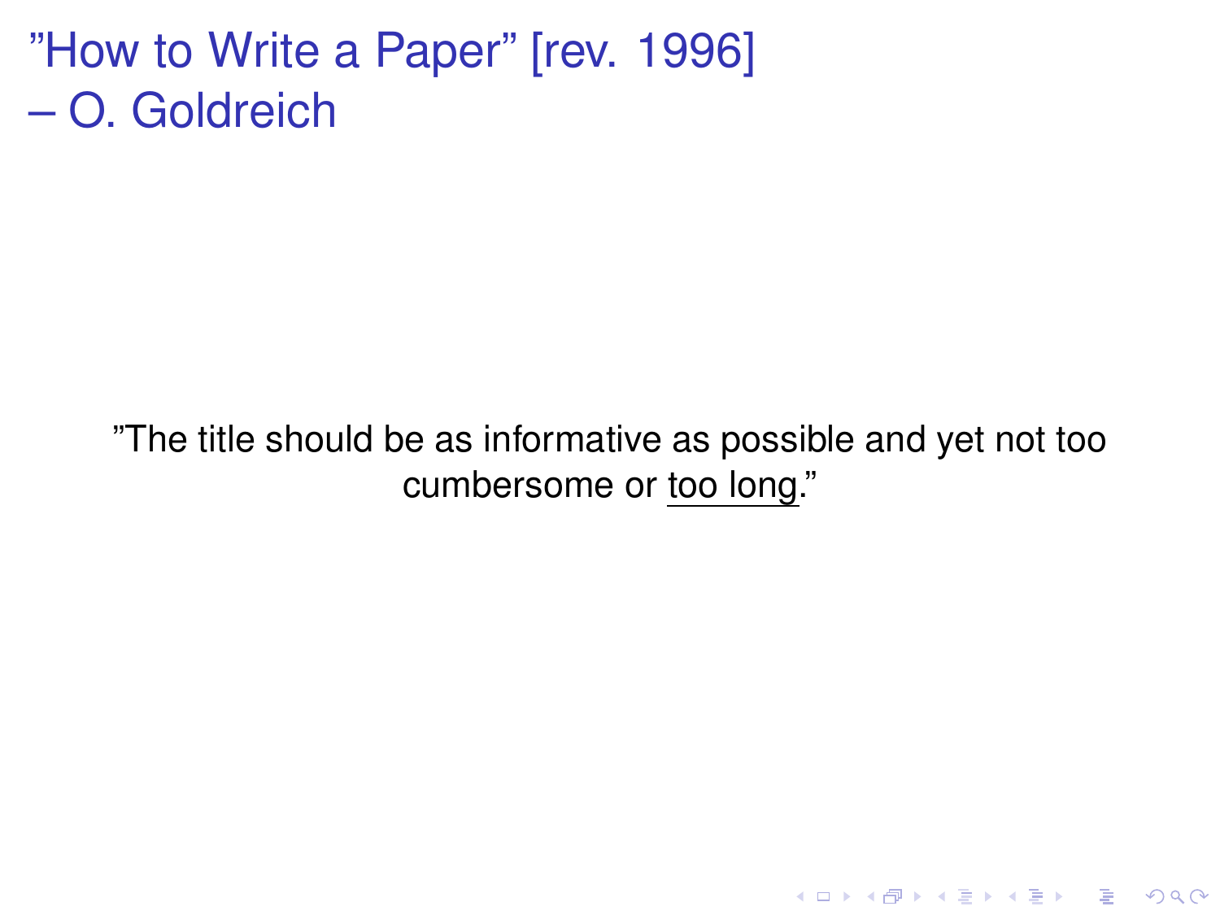# "How to Write a Paper" [rev. 1996] – O. Goldreich

"The title should be as informative as possible and yet not too cumbersome or <u>too long</u>."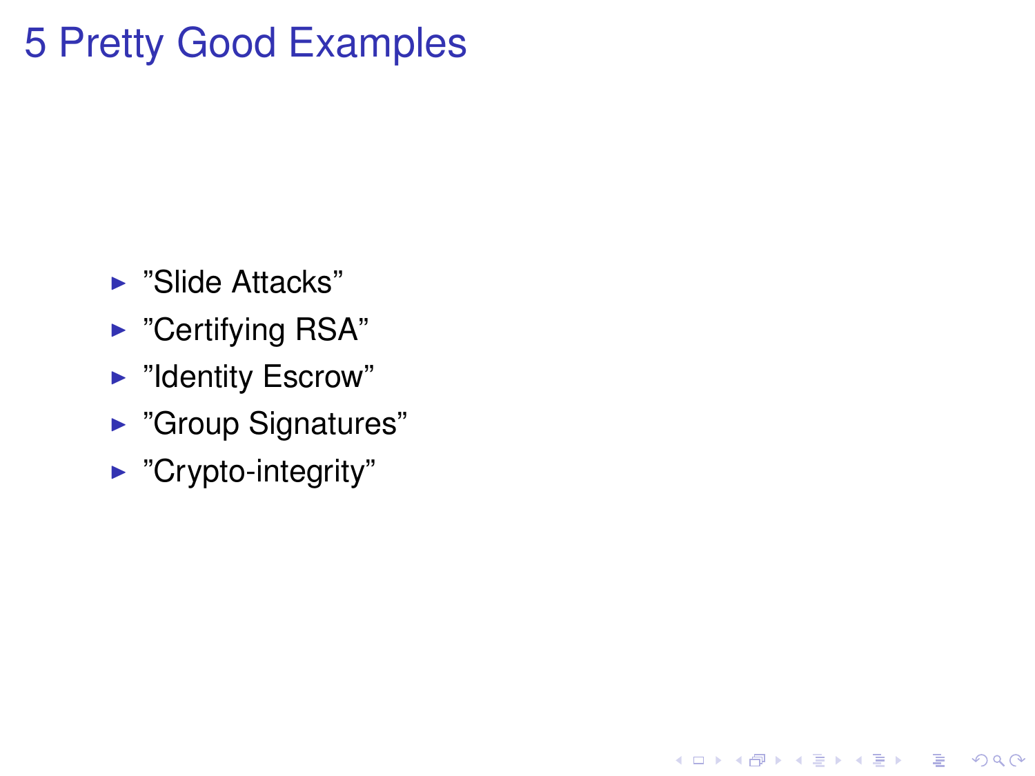# 5 Pretty Good Examples

- ”Slide Attacks”
- ”Certifying RSA”
- ”Identity Escrow”
- ”Group Signatures”
- ”Crypto-integrity”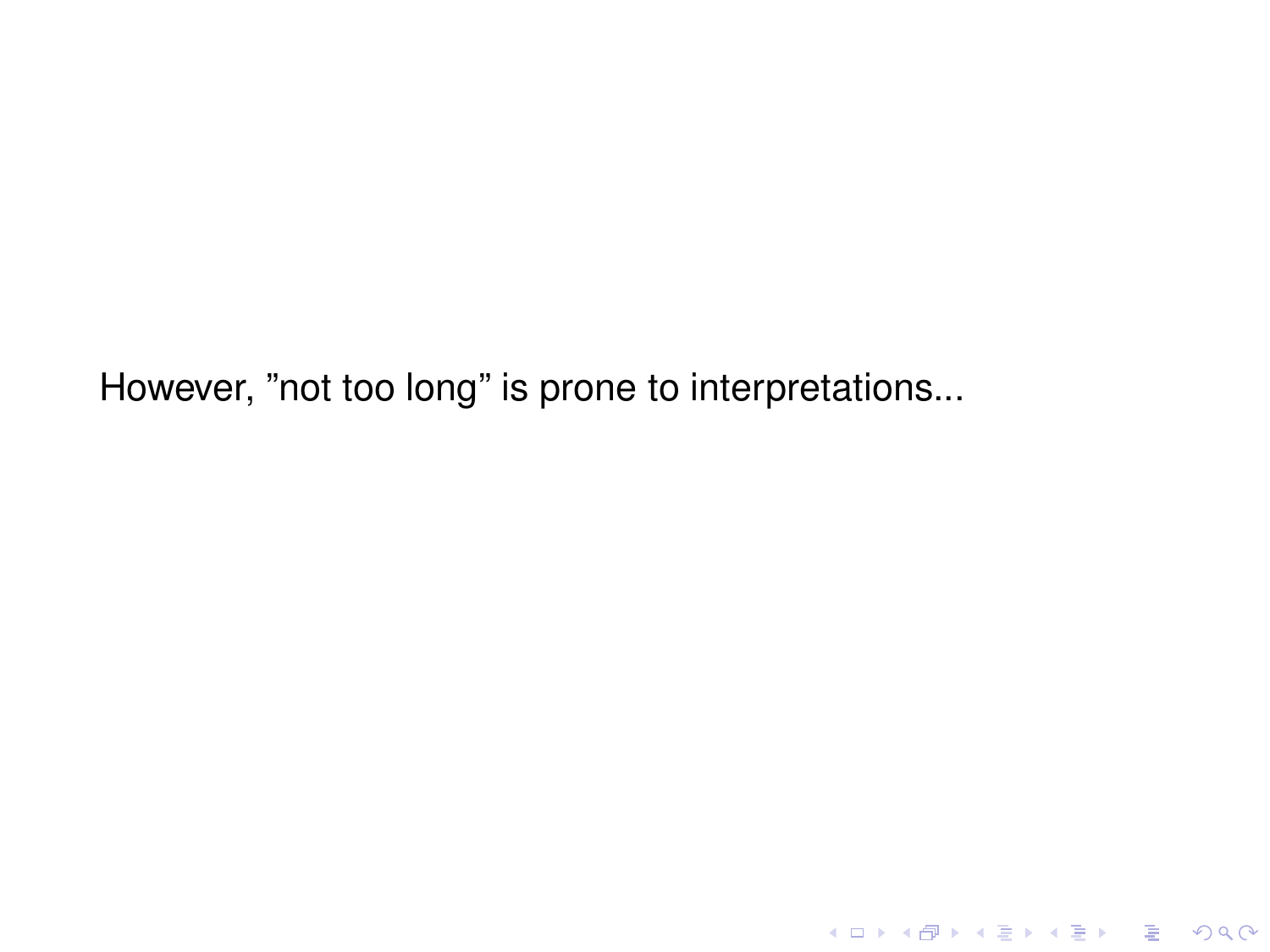However, ”not too long” is prone to interpretations...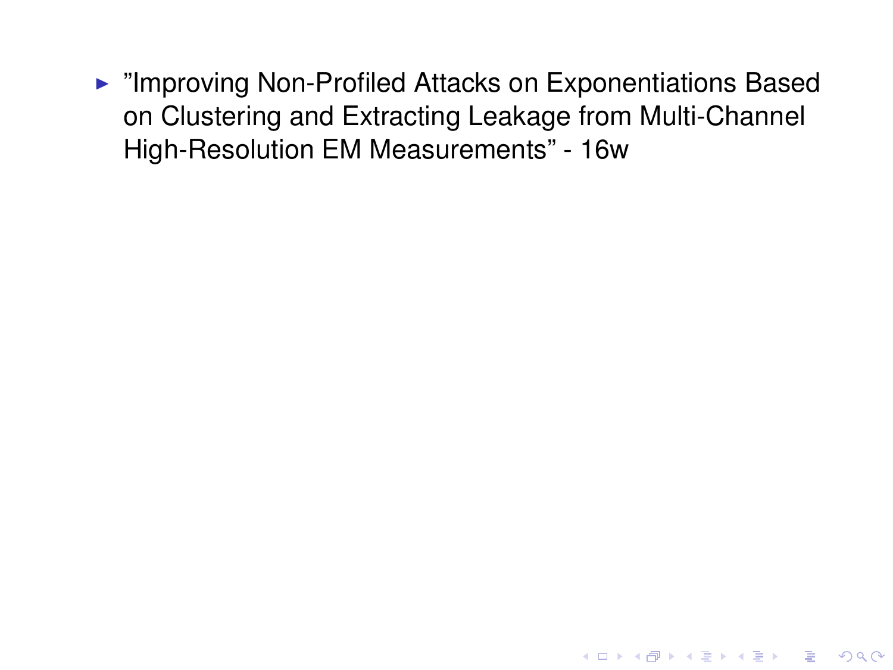- ”Improving Non-Profiled Attacks on Exponentiations Based on Clustering and Extracting Leakage from Multi-Channel High-Resolution EM Measurements” - 16w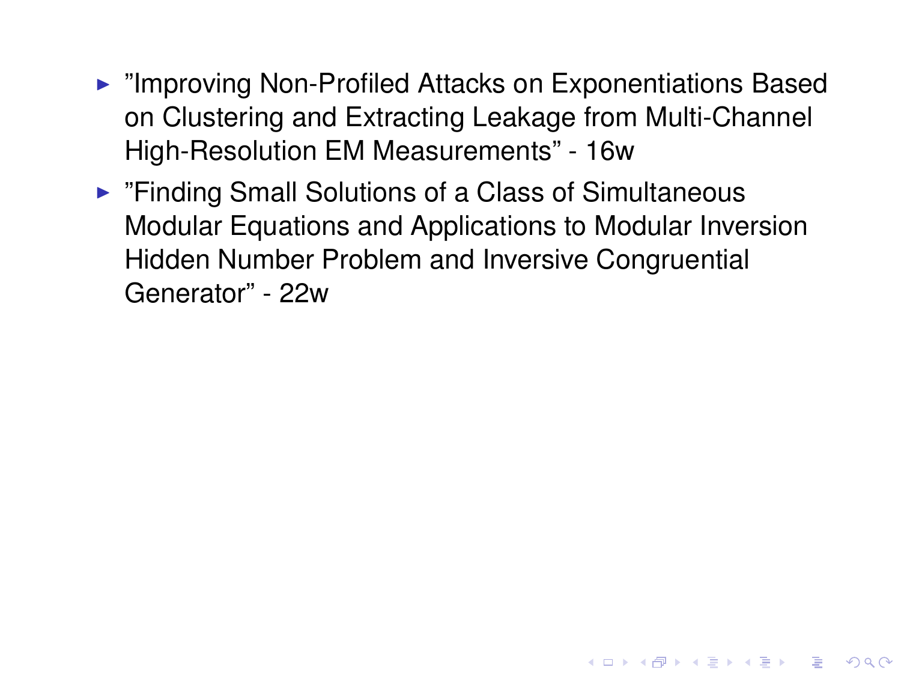- ”Improving Non-Profiled Attacks on Exponentiations Based on Clustering and Extracting Leakage from Multi-Channel High-Resolution EM Measurements” - 16w
- ”Finding Small Solutions of a Class of Simultaneous Modular Equations and Applications to Modular Inversion Hidden Number Problem and Inversive Congruential Generator” - 22w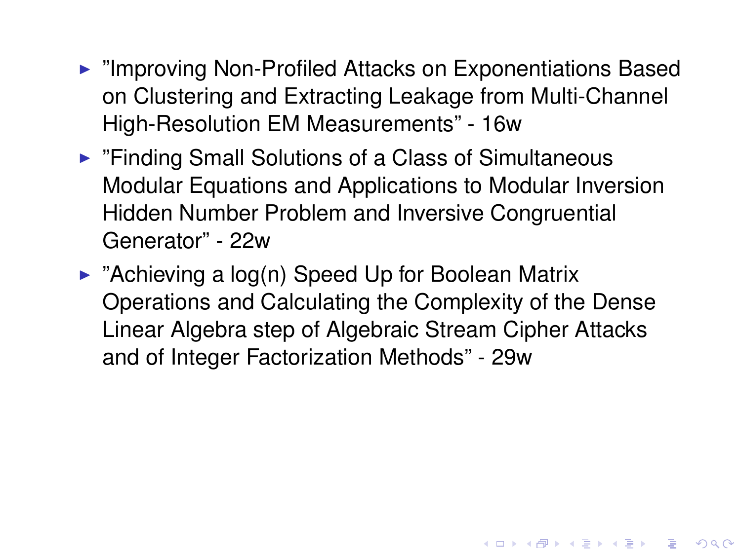- ”Improving Non-Profiled Attacks on Exponentiations Based on Clustering and Extracting Leakage from Multi-Channel High-Resolution EM Measurements” - 16w
- ”Finding Small Solutions of a Class of Simultaneous Modular Equations and Applications to Modular Inversion Hidden Number Problem and Inversive Congruential Generator” - 22w
- ”Achieving a log(n) Speed Up for Boolean Matrix Operations and Calculating the Complexity of the Dense Linear Algebra step of Algebraic Stream Cipher Attacks and of Integer Factorization Methods” - 29w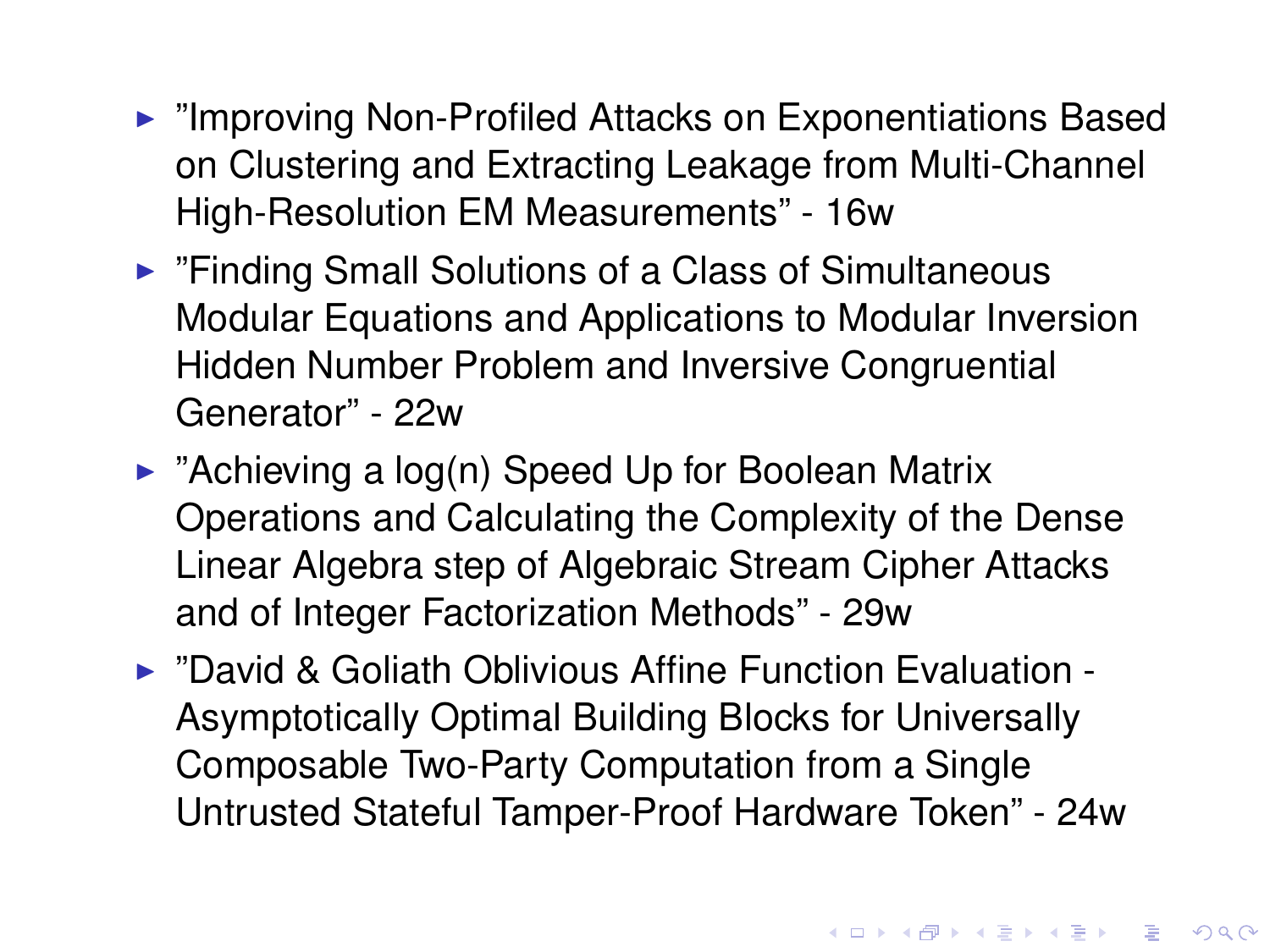- ”Improving Non-Profiled Attacks on Exponentiations Based on Clustering and Extracting Leakage from Multi-Channel High-Resolution EM Measurements” - 16w
- ”Finding Small Solutions of a Class of Simultaneous Modular Equations and Applications to Modular Inversion Hidden Number Problem and Inversive Congruential Generator” - 22w
- ”Achieving a log(n) Speed Up for Boolean Matrix Operations and Calculating the Complexity of the Dense Linear Algebra step of Algebraic Stream Cipher Attacks and of Integer Factorization Methods” - 29w
- ”David & Goliath Oblivious Affine Function Evaluation - Asymptotically Optimal Building Blocks for Universally Composable Two-Party Computation from a Single Untrusted Stateful Tamper-Proof Hardware Token” - 24w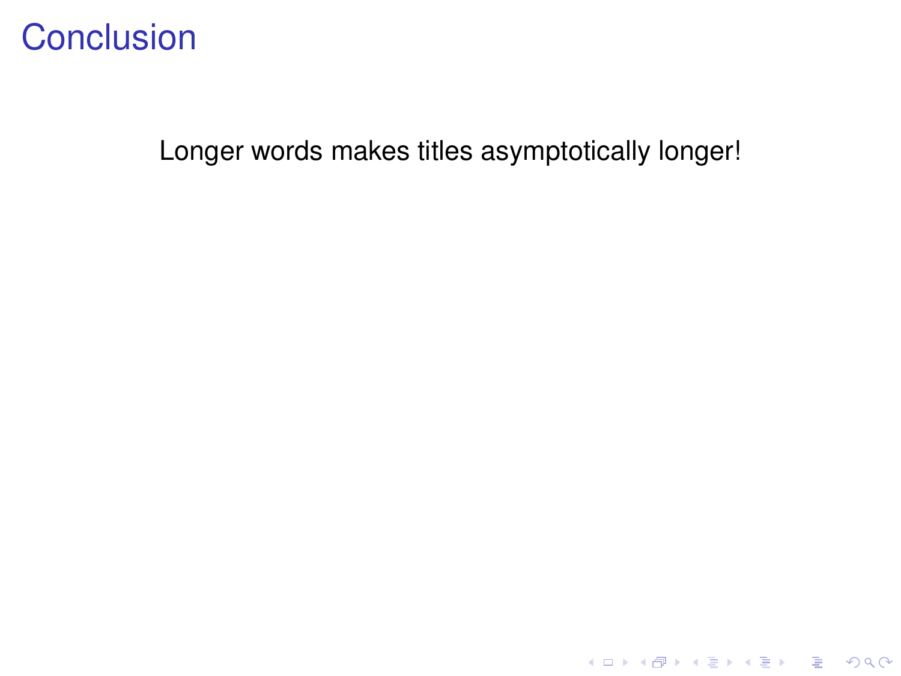# Conclusion

Longer words makes titles asymptotically longer!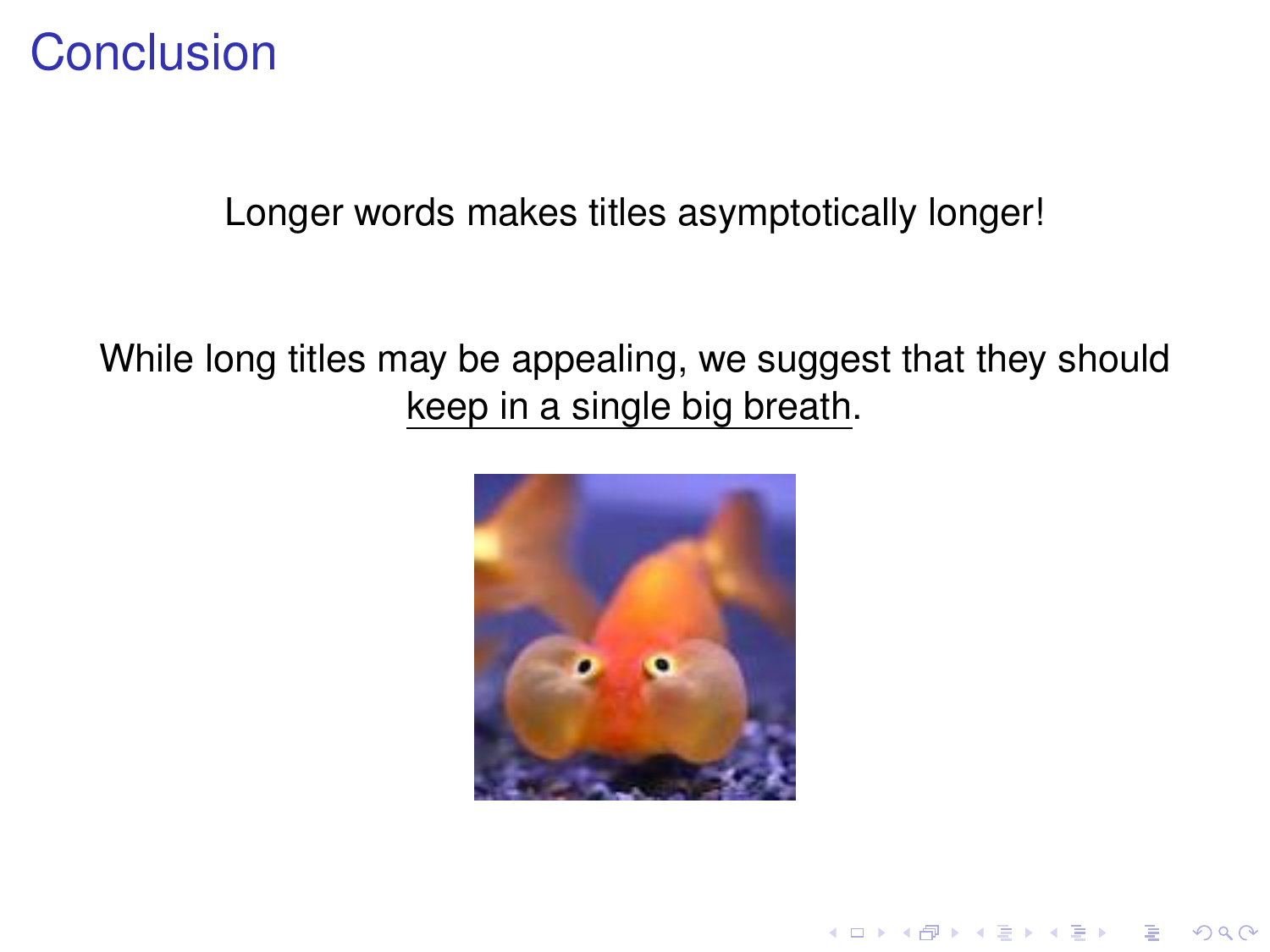# Conclusion

Longer words makes titles asymptotically longer!

While long titles may be appealing, we suggest that they should keep in a single big breath.